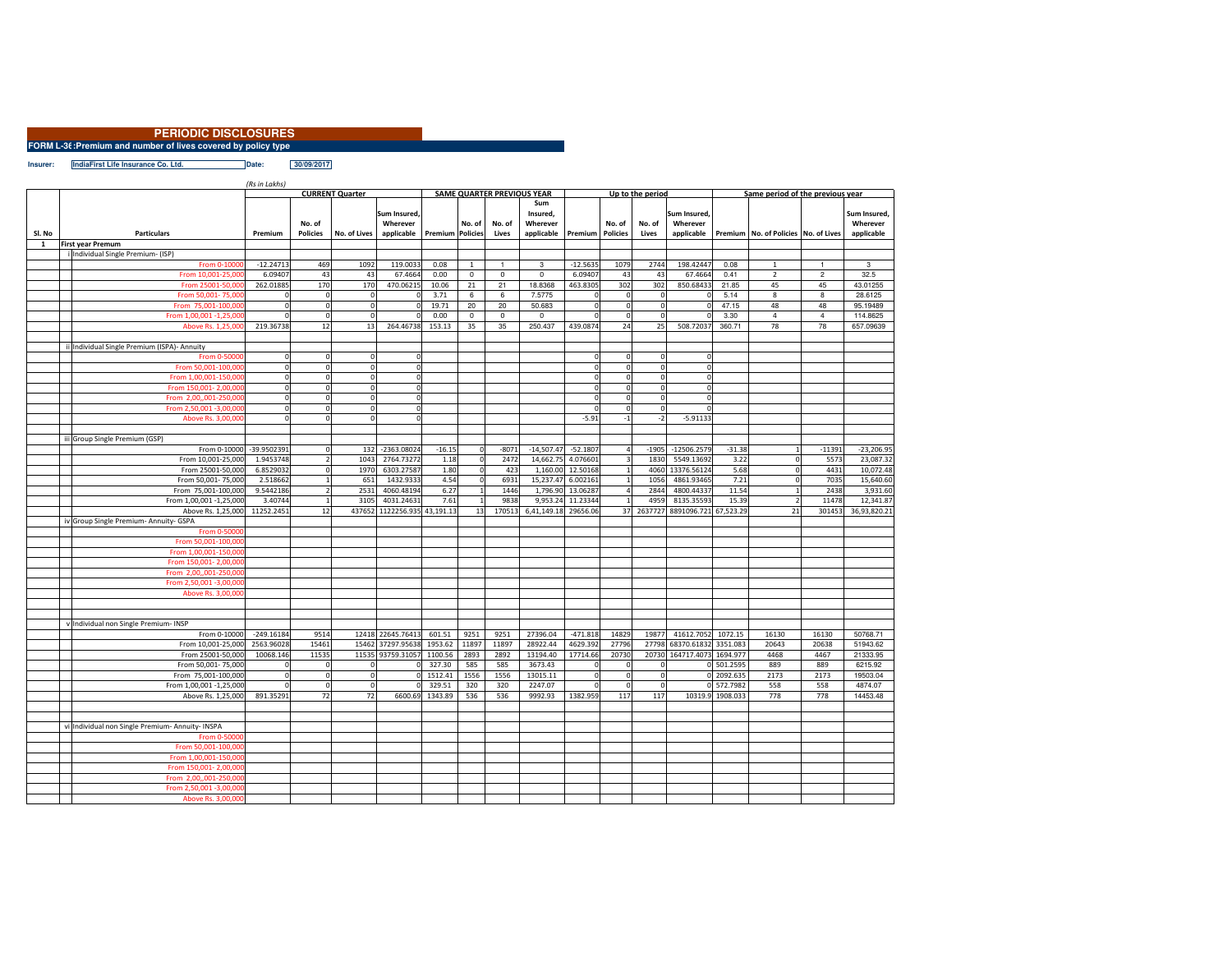# PERIODIC DISCLOSURES

**FORM L-36 :Premium and number of lives covered by policy type**

**Insurer:** IndiaFirst Life Insurance Co. Ltd. **Date:** 30/09/2017

*(Rs in Lakhs)*

| Sl. No | Particulars | CURRENT Quarter | | | | SAME QUARTER PREVIOUS YEAR | | | | Up to the period | | | | Same period of the previous year | | | |
|---|---|---|---|---|---|---|---|---|---|---|---|---|---|---|---|---|---|
| | | Premium | No. of Policies | No. of Lives | Sum Insured, Wherever applicable | Premium | No. of Policies | No. of Lives | Sum Insured, Wherever applicable | Premium | No. of Policies | No. of Lives | Sum Insured, Wherever applicable | Premium | No. of Policies | No. of Lives | Sum Insured, Wherever applicable |
| 1 | First year Premum | | | | | | | | | | | | | | | | |
| | i Individual Single Premium- (ISP) | | | | | | | | | | | | | | | | |
| | From 0-10000 | -12.24713 | 469 | 1092 | 119.0033 | 0.08 | 1 | 1 | 3 | -12.5635 | 1079 | 2744 | 198.42447 | 0.08 | 1 | 1 | 3 |
| | From 10,001-25,000 | 6.09407 | 43 | 43 | 67.4664 | 0.00 | 0 | 0 | 0 | 6.09407 | 43 | 43 | 67.4664 | 0.41 | 2 | 2 | 32.5 |
| | From 25001-50,000 | 262.01885 | 170 | 170 | 470.06215 | 10.06 | 21 | 21 | 18.8368 | 463.8305 | 302 | 302 | 850.68433 | 21.85 | 45 | 45 | 43.01255 |
| | From 50,001- 75,000 | 0 | 0 | 0 | 0 | 3.71 | 6 | 6 | 7.5775 | 0 | 0 | 0 | 0 | 5.14 | 8 | 8 | 28.6125 |
| | From 75,001-100,000 | 0 | 0 | 0 | 0 | 19.71 | 20 | 20 | 50.683 | 0 | 0 | 0 | 0 | 47.15 | 48 | 48 | 95.19489 |
| | From 1,00,001 -1,25,000 | 0 | 0 | 0 | 0 | 0.00 | 0 | 0 | 0 | 0 | 0 | 0 | 0 | 3.30 | 4 | 4 | 114.8625 |
| | Above Rs. 1,25,000 | 219.36738 | 12 | 13 | 264.46738 | 153.13 | 35 | 35 | 250.437 | 439.0874 | 24 | 25 | 508.72037 | 360.71 | 78 | 78 | 657.09639 |
| | | | | | | | | | | | | | | | | | |
| | ii Individual Single Premium (ISPA)- Annuity | | | | | | | | | | | | | | | | |
| | From 0-50000 | 0 | 0 | 0 | 0 | | | | | 0 | 0 | 0 | 0 | | | | |
| | From 50,001-100,000 | 0 | 0 | 0 | 0 | | | | | 0 | 0 | 0 | 0 | | | | |
| | From 1,00,001-150,000 | 0 | 0 | 0 | 0 | | | | | 0 | 0 | 0 | 0 | | | | |
| | From 150,001- 2,00,000 | 0 | 0 | 0 | 0 | | | | | 0 | 0 | 0 | 0 | | | | |
| | From 2,00,,001-250,000 | 0 | 0 | 0 | 0 | | | | | 0 | 0 | 0 | 0 | | | | |
| | From 2,50,001 -3,00,000 | 0 | 0 | 0 | 0 | | | | | 0 | 0 | 0 | 0 | | | | |
| | Above Rs. 3,00,000 | 0 | 0 | 0 | 0 | | | | | -5.91 | -1 | -2 | -5.91133 | | | | |
| | | | | | | | | | | | | | | | | | |
| | iii Group Single Premium (GSP) | | | | | | | | | | | | | | | | |
| | From 0-10000 | -39.9502391 | 0 | 132 | -2363.08024 | -16.15 | 0 | -8071 | -14,507.47 | -52.1807 | 4 | -1905 | -12506.2579 | -31.38 | 1 | -11391 | -23,206.95 |
| | From 10,001-25,000 | 1.9453748 | 2 | 1043 | 2764.73272 | 1.18 | 0 | 2472 | 14,662.75 | 4.076601 | 3 | 1830 | 5549.13692 | 3.22 | 0 | 5573 | 23,087.32 |
| | From 25001-50,000 | 6.8529032 | 0 | 1970 | 6303.27587 | 1.80 | 0 | 423 | 1,160.00 | 12.50168 | 1 | 4060 | 13376.56124 | 5.68 | 0 | 4431 | 10,072.48 |
| | From 50,001- 75,000 | 2.518662 | 1 | 651 | 1432.9333 | 4.54 | 0 | 6931 | 15,237.47 | 6.002161 | 1 | 1056 | 4861.93465 | 7.21 | 0 | 7035 | 15,640.60 |
| | From 75,001-100,000 | 9.5442186 | 2 | 2531 | 4060.48194 | 6.27 | 1 | 1446 | 1,796.90 | 13.06287 | 4 | 2844 | 4800.44337 | 11.54 | 1 | 2438 | 3,931.60 |
| | From 1,00,001 -1,25,000 | 3.40744 | 1 | 3105 | 4031.24631 | 7.61 | 1 | 9838 | 9,953.24 | 11.23344 | 1 | 4959 | 8135.35593 | 15.39 | 2 | 11478 | 12,341.87 |
| | Above Rs. 1,25,000 | 11252.2451 | 12 | 437652 | 1122256.935 | 43,191.13 | 13 | 170513 | 6,41,149.18 | 29656.06 | 37 | 2637727 | 8891096.721 | 67,523.29 | 21 | 301453 | 36,93,820.21 |
| | iv Group Single Premium- Annuity- GSPA | | | | | | | | | | | | | | | | |
| | From 0-50000 | | | | | | | | | | | | | | | | |
| | From 50,001-100,000 | | | | | | | | | | | | | | | | |
| | From 1,00,001-150,000 | | | | | | | | | | | | | | | | |
| | From 150,001- 2,00,000 | | | | | | | | | | | | | | | | |
| | From 2,00,,001-250,000 | | | | | | | | | | | | | | | | |
| | From 2,50,001 -3,00,000 | | | | | | | | | | | | | | | | |
| | Above Rs. 3,00,000 | | | | | | | | | | | | | | | | |
| | | | | | | | | | | | | | | | | | |
| | | | | | | | | | | | | | | | | | |
| | v Individual non Single Premium- INSP | | | | | | | | | | | | | | | | |
| | From 0-10000 | -249.16184 | 9514 | 12418 | 22645.76413 | 601.51 | 9251 | 9251 | 27396.04 | -471.818 | 14829 | 19877 | 41612.7052 | 1072.15 | 16130 | 16130 | 50768.71 |
| | From 10,001-25,000 | 2563.96028 | 15461 | 15462 | 37297.95638 | 1953.62 | 11897 | 11897 | 28922.44 | 4629.392 | 27796 | 27798 | 68370.61832 | 3351.083 | 20643 | 20638 | 51943.62 |
| | From 25001-50,000 | 10068.146 | 11535 | 11535 | 93759.31057 | 1100.56 | 2893 | 2892 | 13194.40 | 17714.66 | 20730 | 20730 | 164717.4073 | 1694.977 | 4468 | 4467 | 21333.95 |
| | From 50,001- 75,000 | 0 | 0 | 0 | 0 | 327.30 | 585 | 585 | 3673.43 | 0 | 0 | 0 | 0 | 501.2595 | 889 | 889 | 6215.92 |
| | From 75,001-100,000 | 0 | 0 | 0 | 0 | 1512.41 | 1556 | 1556 | 13015.11 | 0 | 0 | 0 | 0 | 2092.635 | 2173 | 2173 | 19503.04 |
| | From 1,00,001 -1,25,000 | 0 | 0 | 0 | 0 | 329.51 | 320 | 320 | 2247.07 | 0 | 0 | 0 | 0 | 572.7982 | 558 | 558 | 4874.07 |
| | Above Rs. 1,25,000 | 891.35291 | 72 | 72 | 6600.69 | 1343.89 | 536 | 536 | 9992.93 | 1382.959 | 117 | 117 | 10319.9 | 1908.033 | 778 | 778 | 14453.48 |
| | | | | | | | | | | | | | | | | | |
| | | | | | | | | | | | | | | | | | |
| | vi Individual non Single Premium- Annuity- INSPA | | | | | | | | | | | | | | | | |
| | From 0-50000 | | | | | | | | | | | | | | | | |
| | From 50,001-100,000 | | | | | | | | | | | | | | | | |
| | From 1,00,001-150,000 | | | | | | | | | | | | | | | | |
| | From 150,001- 2,00,000 | | | | | | | | | | | | | | | | |
| | From 2,00,,001-250,000 | | | | | | | | | | | | | | | | |
| | From 2,50,001 -3,00,000 | | | | | | | | | | | | | | | | |
| | Above Rs. 3,00,000 | | | | | | | | | | | | | | | | |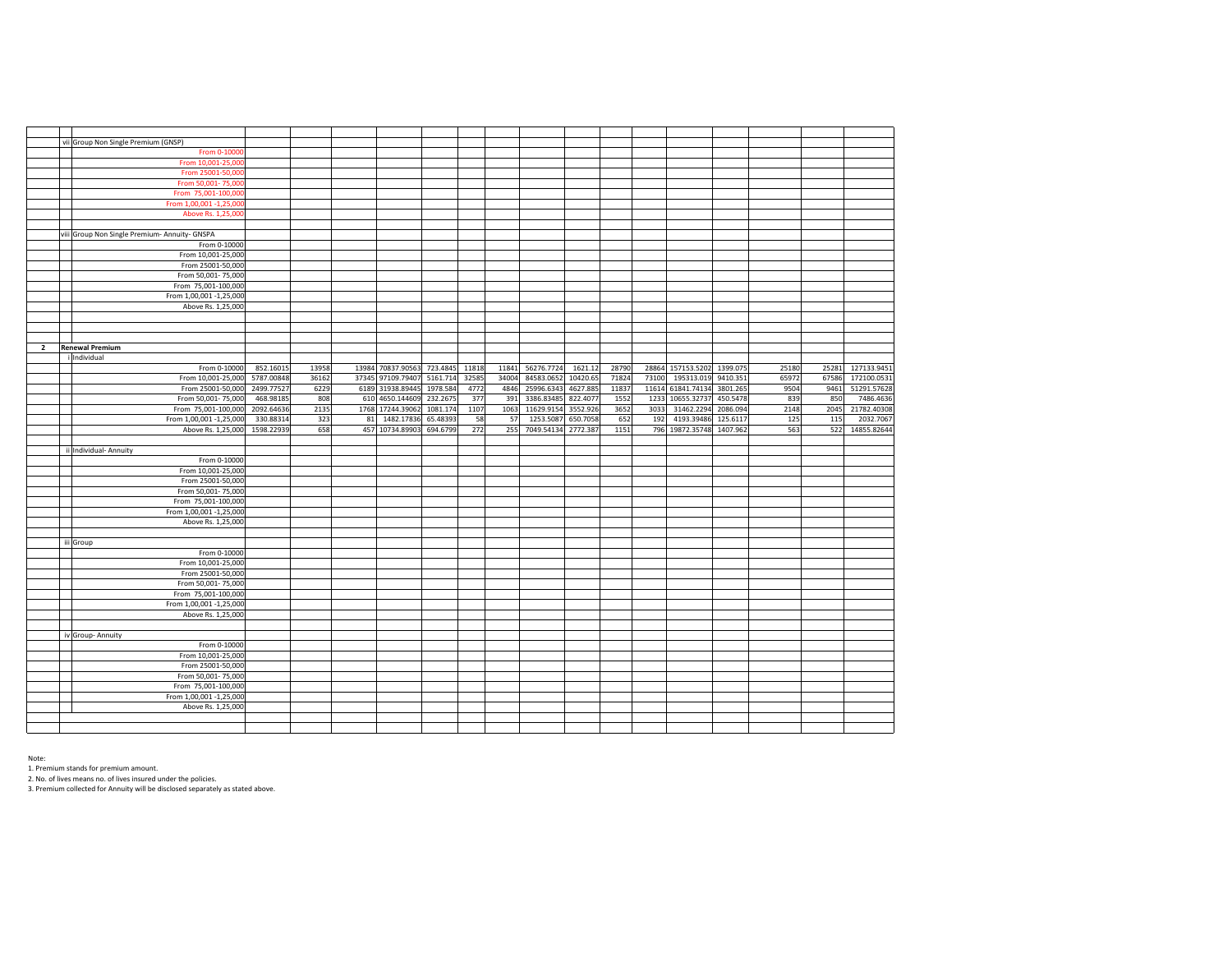| | | | | | | | | | | | | | | | | | | |
|---|---|---|---|---|---|---|---|---|---|---|---|---|---|---|---|---|---|---|
| | vii | Group Non Single Premium (GNSP) | | | | | | | | | | | | | | | | |
| | | From 0-10000 | | | | | | | | | | | | | | | | |
| | | From 10,001-25,000 | | | | | | | | | | | | | | | | |
| | | From 25001-50,000 | | | | | | | | | | | | | | | | |
| | | From 50,001- 75,000 | | | | | | | | | | | | | | | | |
| | | From 75,001-100,000 | | | | | | | | | | | | | | | | |
| | | From 1,00,001 -1,25,000 | | | | | | | | | | | | | | | | |
| | | Above Rs. 1,25,000 | | | | | | | | | | | | | | | | |
| | viii | Group Non Single Premium- Annuity- GNSPA | | | | | | | | | | | | | | | | |
| | | From 0-10000 | | | | | | | | | | | | | | | | |
| | | From 10,001-25,000 | | | | | | | | | | | | | | | | |
| | | From 25001-50,000 | | | | | | | | | | | | | | | | |
| | | From 50,001- 75,000 | | | | | | | | | | | | | | | | |
| | | From 75,001-100,000 | | | | | | | | | | | | | | | | |
| | | From 1,00,001 -1,25,000 | | | | | | | | | | | | | | | | |
| | | Above Rs. 1,25,000 | | | | | | | | | | | | | | | | |
| **2** | **Renewal Premium** | | | | | | | | | | | | | | | | | |
| | i | Individual | | | | | | | | | | | | | | | | |
| | | From 0-10000 | 852.16015 | 13958 | 13984 | 70837.90563 | 723.4845 | 11818 | 11841 | 56276.7724 | 1621.12 | 28790 | 28864 | 157153.5202 | 1399.075 | 25180 | 25281 | 127133.9451 |
| | | From 10,001-25,000 | 5787.00848 | 36162 | 37345 | 97109.79407 | 5161.714 | 32585 | 34004 | 84583.0652 | 10420.65 | 71824 | 73100 | 195313.019 | 9410.351 | 65972 | 67586 | 172100.0531 |
| | | From 25001-50,000 | 2499.77527 | 6229 | 6189 | 31938.89445 | 1978.584 | 4772 | 4846 | 25996.6343 | 4627.885 | 11837 | 11614 | 61841.74134 | 3801.265 | 9504 | 9461 | 51291.57628 |
| | | From 50,001- 75,000 | 468.98185 | 808 | 610 | 4650.144609 | 232.2675 | 377 | 391 | 3386.83485 | 822.4077 | 1552 | 1233 | 10655.32737 | 450.5478 | 839 | 850 | 7486.4636 |
| | | From 75,001-100,000 | 2092.64636 | 2135 | 1768 | 17244.39062 | 1081.174 | 1107 | 1063 | 11629.9154 | 3552.926 | 3652 | 3033 | 31462.2294 | 2086.094 | 2148 | 2045 | 21782.40308 |
| | | From 1,00,001 -1,25,000 | 330.88314 | 323 | 81 | 1482.17836 | 65.48393 | 58 | 57 | 1253.5087 | 650.7058 | 652 | 192 | 4193.39486 | 125.6117 | 125 | 115 | 2032.7067 |
| | | Above Rs. 1,25,000 | 1598.22939 | 658 | 457 | 10734.89903 | 694.6799 | 272 | 255 | 7049.54134 | 2772.387 | 1151 | 796 | 19872.35748 | 1407.962 | 563 | 522 | 14855.82644 |
| | ii | Individual- Annuity | | | | | | | | | | | | | | | | |
| | | From 0-10000 | | | | | | | | | | | | | | | | |
| | | From 10,001-25,000 | | | | | | | | | | | | | | | | |
| | | From 25001-50,000 | | | | | | | | | | | | | | | | |
| | | From 50,001- 75,000 | | | | | | | | | | | | | | | | |
| | | From 75,001-100,000 | | | | | | | | | | | | | | | | |
| | | From 1,00,001 -1,25,000 | | | | | | | | | | | | | | | | |
| | | Above Rs. 1,25,000 | | | | | | | | | | | | | | | | |
| | iii | Group | | | | | | | | | | | | | | | | |
| | | From 0-10000 | | | | | | | | | | | | | | | | |
| | | From 10,001-25,000 | | | | | | | | | | | | | | | | |
| | | From 25001-50,000 | | | | | | | | | | | | | | | | |
| | | From 50,001- 75,000 | | | | | | | | | | | | | | | | |
| | | From 75,001-100,000 | | | | | | | | | | | | | | | | |
| | | From 1,00,001 -1,25,000 | | | | | | | | | | | | | | | | |
| | | Above Rs. 1,25,000 | | | | | | | | | | | | | | | | |
| | iv | Group- Annuity | | | | | | | | | | | | | | | | |
| | | From 0-10000 | | | | | | | | | | | | | | | | |
| | | From 10,001-25,000 | | | | | | | | | | | | | | | | |
| | | From 25001-50,000 | | | | | | | | | | | | | | | | |
| | | From 50,001- 75,000 | | | | | | | | | | | | | | | | |
| | | From 75,001-100,000 | | | | | | | | | | | | | | | | |
| | | From 1,00,001 -1,25,000 | | | | | | | | | | | | | | | | |
| | | Above Rs. 1,25,000 | | | | | | | | | | | | | | | | |

Note:

1. Premium stands for premium amount.
2. No. of lives means no. of lives insured under the policies.
3. Premium collected for Annuity will be disclosed separately as stated above.